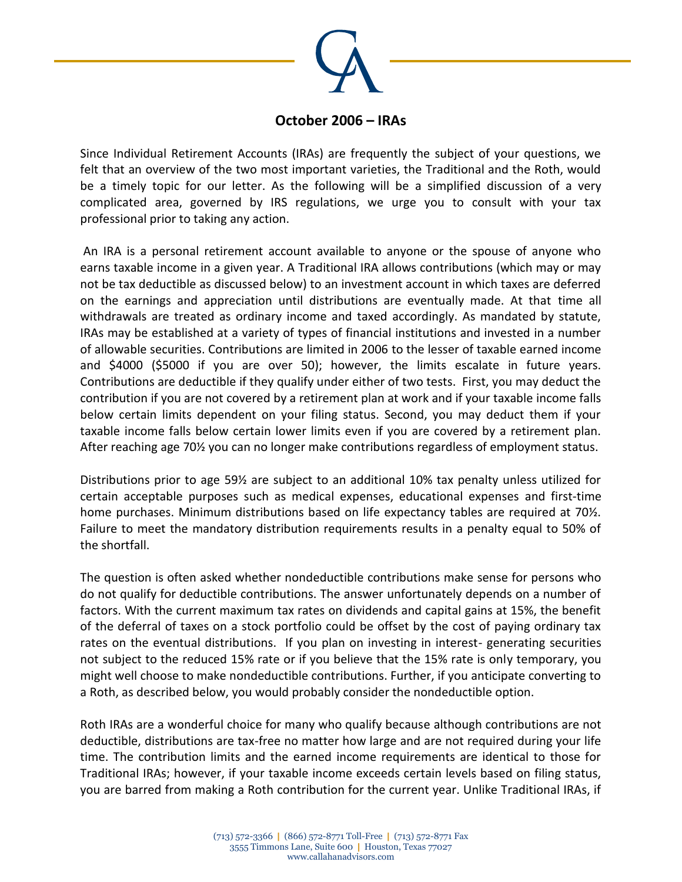# October 2006 – IRAs

Since Individual Retirement Accounts (IRAs) are frequently the subject of your questions, we felt that an overview of the two most important varieties, the Traditional and the Roth, would be a timely topic for our letter. As the following will be a simplified discussion of a very complicated area, governed by IRS regulations, we urge you to consult with your tax professional prior to taking any action.

An IRA is a personal retirement account available to anyone or the spouse of anyone who earns taxable income in a given year. A Traditional IRA allows contributions (which may or may not be tax deductible as discussed below) to an investment account in which taxes are deferred on the earnings and appreciation until distributions are eventually made. At that time all withdrawals are treated as ordinary income and taxed accordingly. As mandated by statute, IRAs may be established at a variety of types of financial institutions and invested in a number of allowable securities. Contributions are limited in 2006 to the lesser of taxable earned income and $4000 ($5000 if you are over 50); however, the limits escalate in future years. Contributions are deductible if they qualify under either of two tests. First, you may deduct the contribution if you are not covered by a retirement plan at work and if your taxable income falls below certain limits dependent on your filing status. Second, you may deduct them if your taxable income falls below certain lower limits even if you are covered by a retirement plan. After reaching age 70½ you can no longer make contributions regardless of employment status.

Distributions prior to age 59½ are subject to an additional 10% tax penalty unless utilized for certain acceptable purposes such as medical expenses, educational expenses and first-time home purchases. Minimum distributions based on life expectancy tables are required at 70½. Failure to meet the mandatory distribution requirements results in a penalty equal to 50% of the shortfall.

The question is often asked whether nondeductible contributions make sense for persons who do not qualify for deductible contributions. The answer unfortunately depends on a number of factors. With the current maximum tax rates on dividends and capital gains at 15%, the benefit of the deferral of taxes on a stock portfolio could be offset by the cost of paying ordinary tax rates on the eventual distributions. If you plan on investing in interest- generating securities not subject to the reduced 15% rate or if you believe that the 15% rate is only temporary, you might well choose to make nondeductible contributions. Further, if you anticipate converting to a Roth, as described below, you would probably consider the nondeductible option.

Roth IRAs are a wonderful choice for many who qualify because although contributions are not deductible, distributions are tax-free no matter how large and are not required during your life time. The contribution limits and the earned income requirements are identical to those for Traditional IRAs; however, if your taxable income exceeds certain levels based on filing status, you are barred from making a Roth contribution for the current year. Unlike Traditional IRAs, if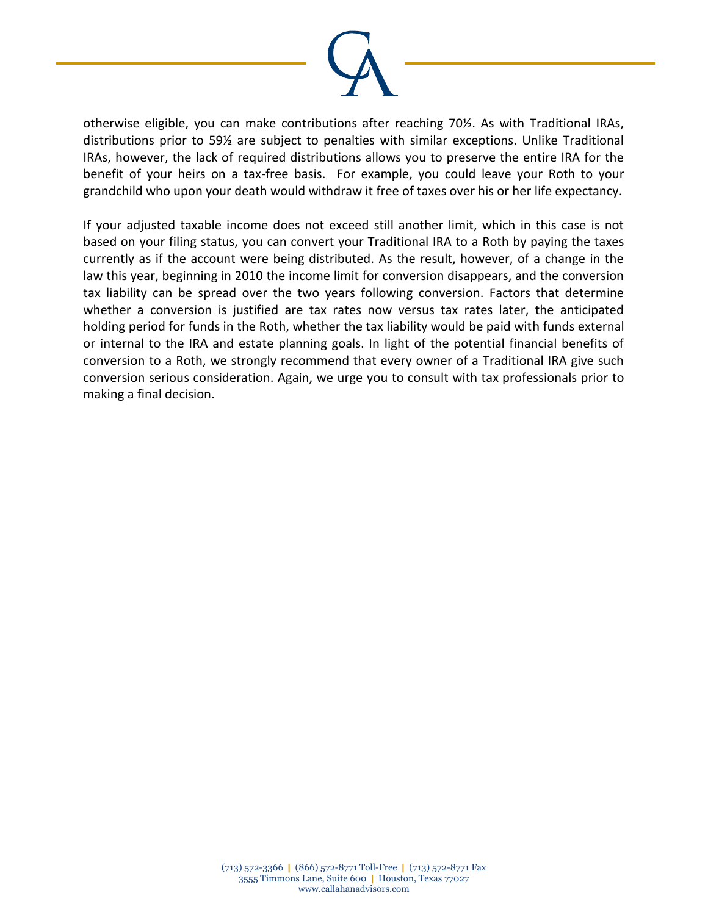otherwise eligible, you can make contributions after reaching 70½. As with Traditional IRAs, distributions prior to 59½ are subject to penalties with similar exceptions. Unlike Traditional IRAs, however, the lack of required distributions allows you to preserve the entire IRA for the benefit of your heirs on a tax-free basis. For example, you could leave your Roth to your grandchild who upon your death would withdraw it free of taxes over his or her life expectancy.

If your adjusted taxable income does not exceed still another limit, which in this case is not based on your filing status, you can convert your Traditional IRA to a Roth by paying the taxes currently as if the account were being distributed. As the result, however, of a change in the law this year, beginning in 2010 the income limit for conversion disappears, and the conversion tax liability can be spread over the two years following conversion. Factors that determine whether a conversion is justified are tax rates now versus tax rates later, the anticipated holding period for funds in the Roth, whether the tax liability would be paid with funds external or internal to the IRA and estate planning goals. In light of the potential financial benefits of conversion to a Roth, we strongly recommend that every owner of a Traditional IRA give such conversion serious consideration. Again, we urge you to consult with tax professionals prior to making a final decision.